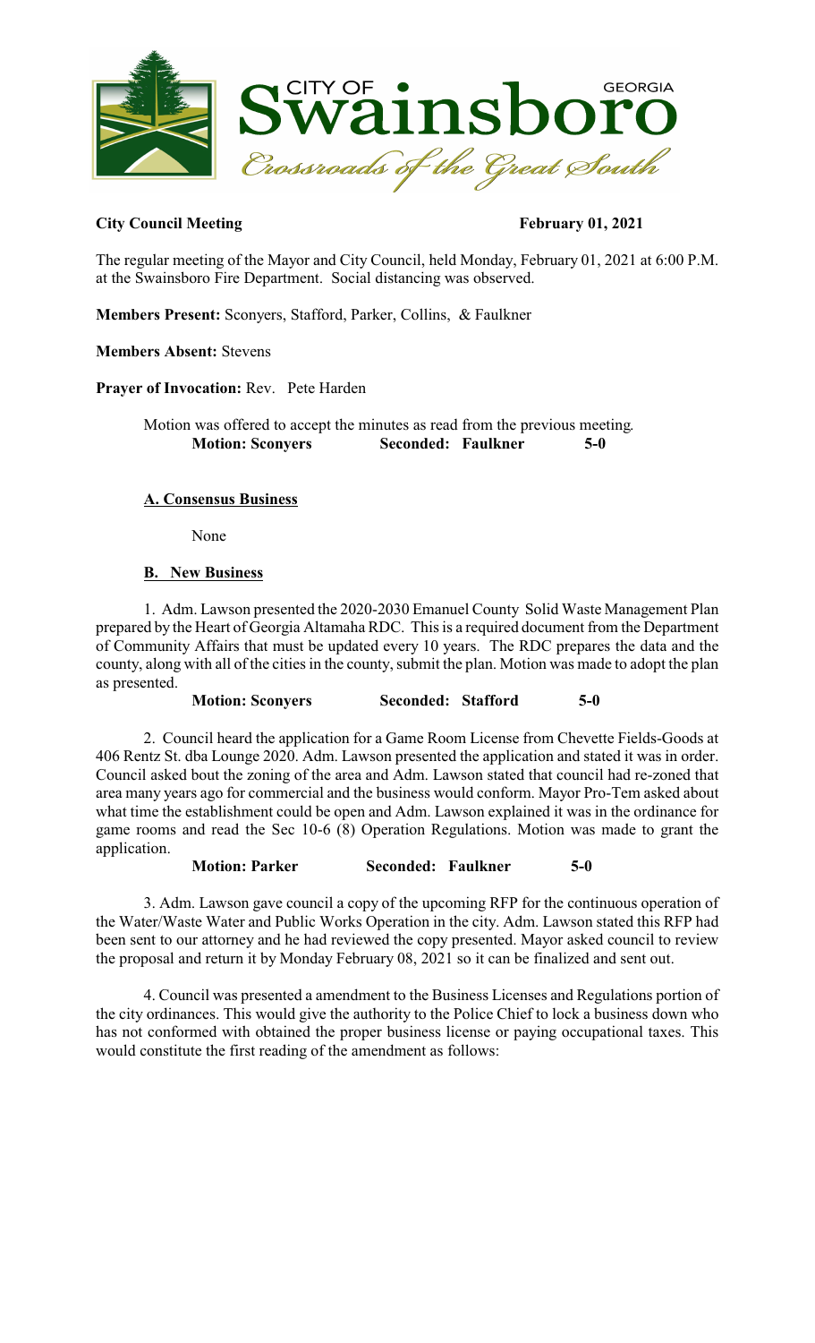**City Council Meeting** **February 01, 2021**

The regular meeting of the Mayor and City Council, held Monday, February 01, 2021 at 6:00 P.M. at the Swainsboro Fire Department. Social distancing was observed.

**Members Present:** Sconyers, Stafford, Parker, Collins, & Faulkner

**Members Absent:** Stevens

**Prayer of Invocation:** Rev. Pete Harden

Motion was offered to accept the minutes as read from the previous meeting.
**Motion: Sconyers** **Seconded: Faulkner** **5-0**

**A. Consensus Business**

None

**B. New Business**

1. Adm. Lawson presented the 2020-2030 Emanuel County Solid Waste Management Plan prepared by the Heart of Georgia Altamaha RDC. This is a required document from the Department of Community Affairs that must be updated every 10 years. The RDC prepares the data and the county, along with all of the cities in the county, submit the plan. Motion was made to adopt the plan as presented.

**Motion: Sconyers** **Seconded: Stafford** **5-0**

2. Council heard the application for a Game Room License from Chevette Fields-Goods at 406 Rentz St. dba Lounge 2020. Adm. Lawson presented the application and stated it was in order. Council asked bout the zoning of the area and Adm. Lawson stated that council had re-zoned that area many years ago for commercial and the business would conform. Mayor Pro-Tem asked about what time the establishment could be open and Adm. Lawson explained it was in the ordinance for game rooms and read the Sec 10-6 (8) Operation Regulations. Motion was made to grant the application.

**Motion: Parker** **Seconded: Faulkner** **5-0**

3. Adm. Lawson gave council a copy of the upcoming RFP for the continuous operation of the Water/Waste Water and Public Works Operation in the city. Adm. Lawson stated this RFP had been sent to our attorney and he had reviewed the copy presented. Mayor asked council to review the proposal and return it by Monday February 08, 2021 so it can be finalized and sent out.

4. Council was presented a amendment to the Business Licenses and Regulations portion of the city ordinances. This would give the authority to the Police Chief to lock a business down who has not conformed with obtained the proper business license or paying occupational taxes. This would constitute the first reading of the amendment as follows: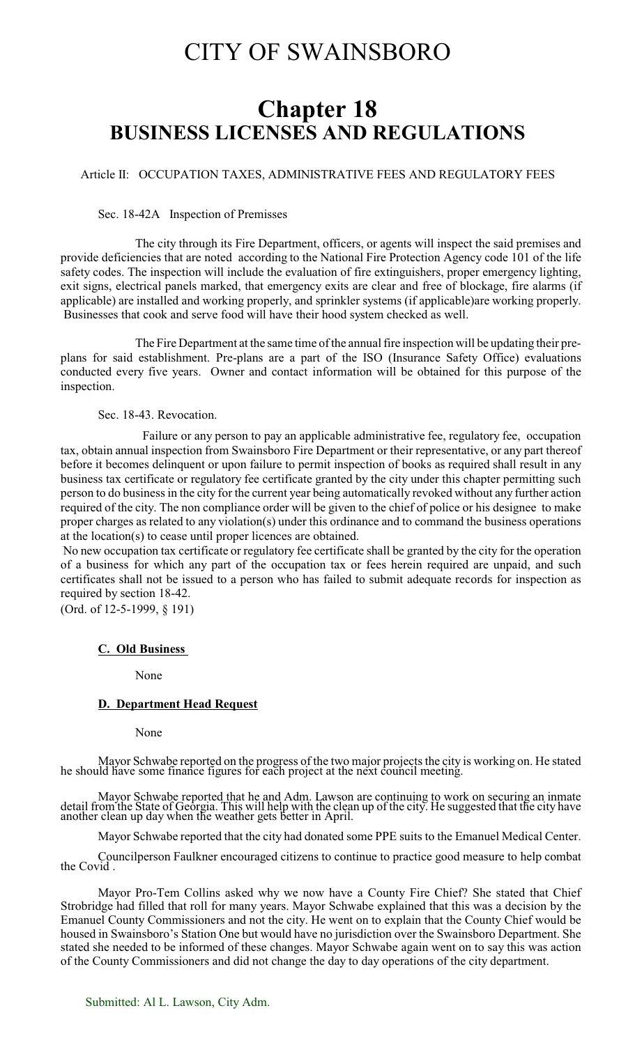# CITY OF SWAINSBORO

# Chapter 18
## BUSINESS LICENSES AND REGULATIONS

Article II: OCCUPATION TAXES, ADMINISTRATIVE FEES AND REGULATORY FEES

Sec. 18-42A Inspection of Premisses

The city through its Fire Department, officers, or agents will inspect the said premises and provide deficiencies that are noted according to the National Fire Protection Agency code 101 of the life safety codes. The inspection will include the evaluation of fire extinguishers, proper emergency lighting, exit signs, electrical panels marked, that emergency exits are clear and free of blockage, fire alarms (if applicable) are installed and working properly, and sprinkler systems (if applicable)are working properly. Businesses that cook and serve food will have their hood system checked as well.

The Fire Department at the same time of the annual fire inspection will be updating their pre-plans for said establishment. Pre-plans are a part of the ISO (Insurance Safety Office) evaluations conducted every five years. Owner and contact information will be obtained for this purpose of the inspection.

Sec. 18-43. Revocation.

Failure or any person to pay an applicable administrative fee, regulatory fee, occupation tax, obtain annual inspection from Swainsboro Fire Department or their representative, or any part thereof before it becomes delinquent or upon failure to permit inspection of books as required shall result in any business tax certificate or regulatory fee certificate granted by the city under this chapter permitting such person to do business in the city for the current year being automatically revoked without any further action required of the city. The non compliance order will be given to the chief of police or his designee to make proper charges as related to any violation(s) under this ordinance and to command the business operations at the location(s) to cease until proper licences are obtained.

No new occupation tax certificate or regulatory fee certificate shall be granted by the city for the operation of a business for which any part of the occupation tax or fees herein required are unpaid, and such certificates shall not be issued to a person who has failed to submit adequate records for inspection as required by section 18-42.

(Ord. of 12-5-1999, § 191)

**C. Old Business**

None

**D. Department Head Request**

None

Mayor Schwabe reported on the progress of the two major projects the city is working on. He stated he should have some finance figures for each project at the next council meeting.

Mayor Schwabe reported that he and Adm. Lawson are continuing to work on securing an inmate detail from the State of Georgia. This will help with the clean up of the city. He suggested that the city have another clean up day when the weather gets better in April.

Mayor Schwabe reported that the city had donated some PPE suits to the Emanuel Medical Center.

Councilperson Faulkner encouraged citizens to continue to practice good measure to help combat the Covid .

Mayor Pro-Tem Collins asked why we now have a County Fire Chief? She stated that Chief Strobridge had filled that roll for many years. Mayor Schwabe explained that this was a decision by the Emanuel County Commissioners and not the city. He went on to explain that the County Chief would be housed in Swainsboro's Station One but would have no jurisdiction over the Swainsboro Department. She stated she needed to be informed of these changes. Mayor Schwabe again went on to say this was action of the County Commissioners and did not change the day to day operations of the city department.

Submitted: Al L. Lawson, City Adm.